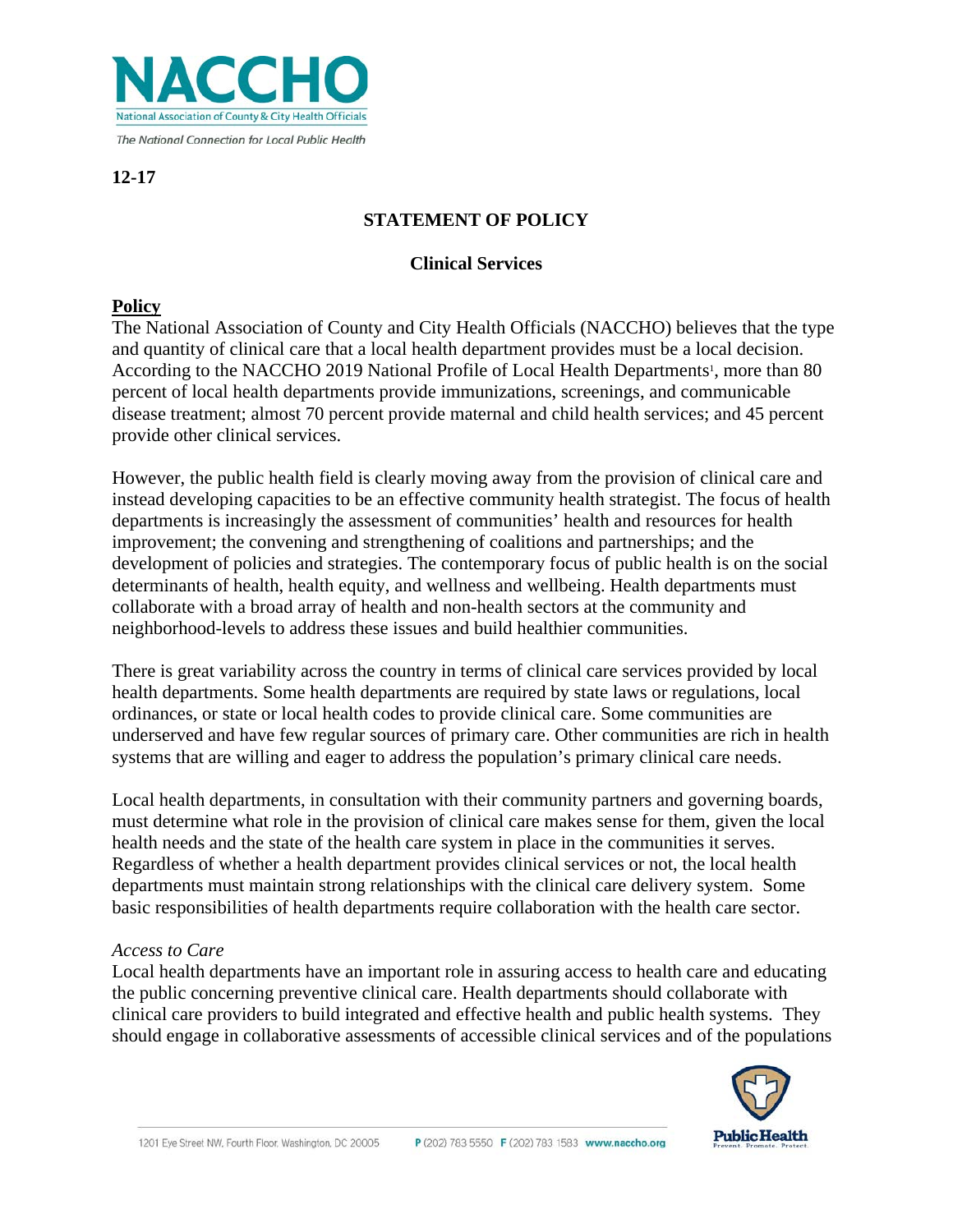**12-17**

## STATEMENT OF POLICY

### Clinical Services

**Policy**

The National Association of County and City Health Officials (NACCHO) believes that the type and quantity of clinical care that a local health department provides must be a local decision. According to the NACCHO 2019 National Profile of Local Health Departments[1], more than 80 percent of local health departments provide immunizations, screenings, and communicable disease treatment; almost 70 percent provide maternal and child health services; and 45 percent provide other clinical services.

However, the public health field is clearly moving away from the provision of clinical care and instead developing capacities to be an effective community health strategist. The focus of health departments is increasingly the assessment of communities' health and resources for health improvement; the convening and strengthening of coalitions and partnerships; and the development of policies and strategies. The contemporary focus of public health is on the social determinants of health, health equity, and wellness and wellbeing. Health departments must collaborate with a broad array of health and non-health sectors at the community and neighborhood-levels to address these issues and build healthier communities.

There is great variability across the country in terms of clinical care services provided by local health departments. Some health departments are required by state laws or regulations, local ordinances, or state or local health codes to provide clinical care. Some communities are underserved and have few regular sources of primary care. Other communities are rich in health systems that are willing and eager to address the population's primary clinical care needs.

Local health departments, in consultation with their community partners and governing boards, must determine what role in the provision of clinical care makes sense for them, given the local health needs and the state of the health care system in place in the communities it serves. Regardless of whether a health department provides clinical services or not, the local health departments must maintain strong relationships with the clinical care delivery system. Some basic responsibilities of health departments require collaboration with the health care sector.

*Access to Care*

Local health departments have an important role in assuring access to health care and educating the public concerning preventive clinical care. Health departments should collaborate with clinical care providers to build integrated and effective health and public health systems. They should engage in collaborative assessments of accessible clinical services and of the populations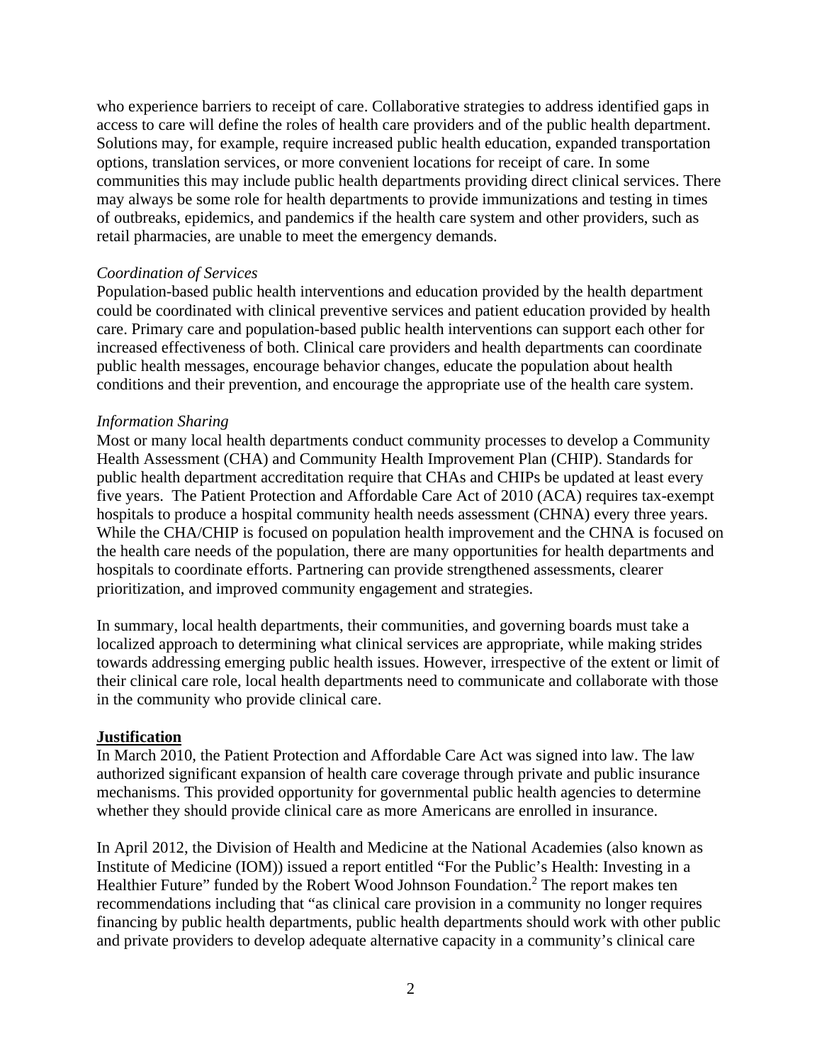who experience barriers to receipt of care. Collaborative strategies to address identified gaps in access to care will define the roles of health care providers and of the public health department. Solutions may, for example, require increased public health education, expanded transportation options, translation services, or more convenient locations for receipt of care. In some communities this may include public health departments providing direct clinical services. There may always be some role for health departments to provide immunizations and testing in times of outbreaks, epidemics, and pandemics if the health care system and other providers, such as retail pharmacies, are unable to meet the emergency demands.

*Coordination of Services*
Population-based public health interventions and education provided by the health department could be coordinated with clinical preventive services and patient education provided by health care. Primary care and population-based public health interventions can support each other for increased effectiveness of both. Clinical care providers and health departments can coordinate public health messages, encourage behavior changes, educate the population about health conditions and their prevention, and encourage the appropriate use of the health care system.

*Information Sharing*
Most or many local health departments conduct community processes to develop a Community Health Assessment (CHA) and Community Health Improvement Plan (CHIP). Standards for public health department accreditation require that CHAs and CHIPs be updated at least every five years. The Patient Protection and Affordable Care Act of 2010 (ACA) requires tax-exempt hospitals to produce a hospital community health needs assessment (CHNA) every three years. While the CHA/CHIP is focused on population health improvement and the CHNA is focused on the health care needs of the population, there are many opportunities for health departments and hospitals to coordinate efforts. Partnering can provide strengthened assessments, clearer prioritization, and improved community engagement and strategies.

In summary, local health departments, their communities, and governing boards must take a localized approach to determining what clinical services are appropriate, while making strides towards addressing emerging public health issues. However, irrespective of the extent or limit of their clinical care role, local health departments need to communicate and collaborate with those in the community who provide clinical care.

**Justification**
In March 2010, the Patient Protection and Affordable Care Act was signed into law. The law authorized significant expansion of health care coverage through private and public insurance mechanisms. This provided opportunity for governmental public health agencies to determine whether they should provide clinical care as more Americans are enrolled in insurance.

In April 2012, the Division of Health and Medicine at the National Academies (also known as Institute of Medicine (IOM)) issued a report entitled "For the Public's Health: Investing in a Healthier Future" funded by the Robert Wood Johnson Foundation.[2] The report makes ten recommendations including that "as clinical care provision in a community no longer requires financing by public health departments, public health departments should work with other public and private providers to develop adequate alternative capacity in a community's clinical care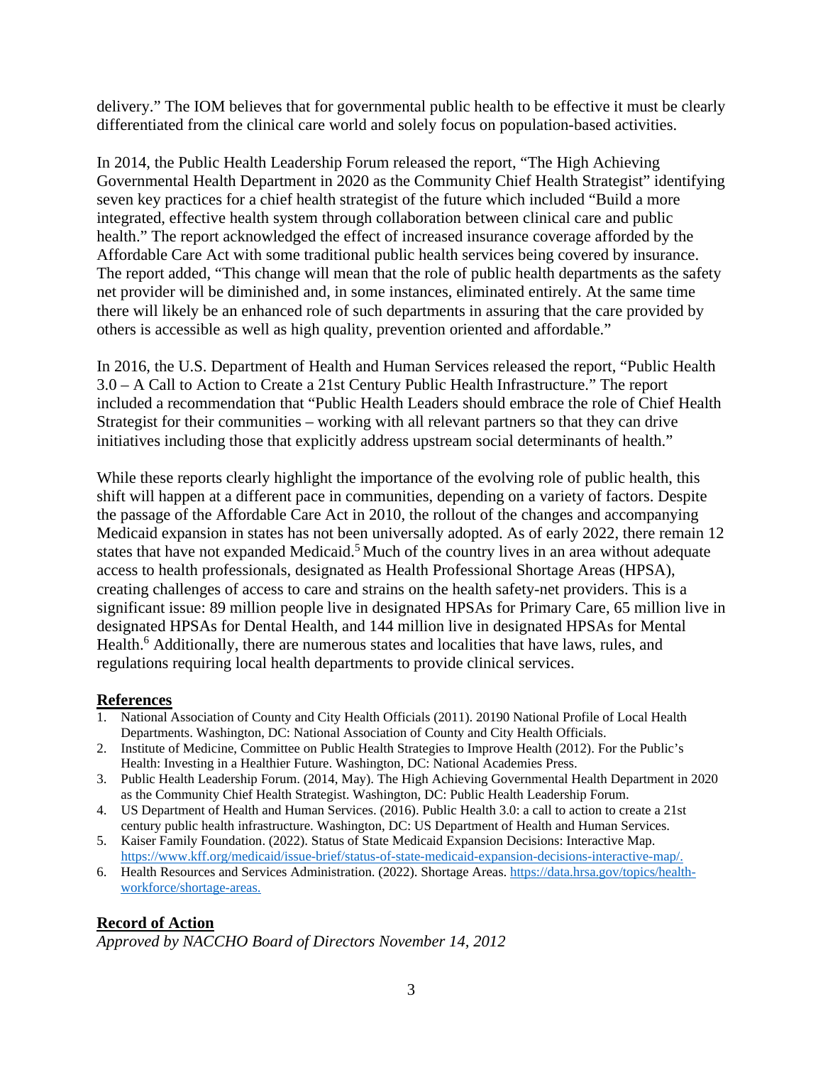delivery." The IOM believes that for governmental public health to be effective it must be clearly differentiated from the clinical care world and solely focus on population-based activities.

In 2014, the Public Health Leadership Forum released the report, "The High Achieving Governmental Health Department in 2020 as the Community Chief Health Strategist" identifying seven key practices for a chief health strategist of the future which included "Build a more integrated, effective health system through collaboration between clinical care and public health." The report acknowledged the effect of increased insurance coverage afforded by the Affordable Care Act with some traditional public health services being covered by insurance. The report added, "This change will mean that the role of public health departments as the safety net provider will be diminished and, in some instances, eliminated entirely. At the same time there will likely be an enhanced role of such departments in assuring that the care provided by others is accessible as well as high quality, prevention oriented and affordable."

In 2016, the U.S. Department of Health and Human Services released the report, "Public Health 3.0 – A Call to Action to Create a 21st Century Public Health Infrastructure." The report included a recommendation that "Public Health Leaders should embrace the role of Chief Health Strategist for their communities – working with all relevant partners so that they can drive initiatives including those that explicitly address upstream social determinants of health."

While these reports clearly highlight the importance of the evolving role of public health, this shift will happen at a different pace in communities, depending on a variety of factors. Despite the passage of the Affordable Care Act in 2010, the rollout of the changes and accompanying Medicaid expansion in states has not been universally adopted. As of early 2022, there remain 12 states that have not expanded Medicaid.[5] Much of the country lives in an area without adequate access to health professionals, designated as Health Professional Shortage Areas (HPSA), creating challenges of access to care and strains on the health safety-net providers. This is a significant issue: 89 million people live in designated HPSAs for Primary Care, 65 million live in designated HPSAs for Dental Health, and 144 million live in designated HPSAs for Mental Health.[6] Additionally, there are numerous states and localities that have laws, rules, and regulations requiring local health departments to provide clinical services.

## References

1. National Association of County and City Health Officials (2011). 20190 National Profile of Local Health Departments. Washington, DC: National Association of County and City Health Officials.
2. Institute of Medicine, Committee on Public Health Strategies to Improve Health (2012). For the Public's Health: Investing in a Healthier Future. Washington, DC: National Academies Press.
3. Public Health Leadership Forum. (2014, May). The High Achieving Governmental Health Department in 2020 as the Community Chief Health Strategist. Washington, DC: Public Health Leadership Forum.
4. US Department of Health and Human Services. (2016). Public Health 3.0: a call to action to create a 21st century public health infrastructure. Washington, DC: US Department of Health and Human Services.
5. Kaiser Family Foundation. (2022). Status of State Medicaid Expansion Decisions: Interactive Map. https://www.kff.org/medicaid/issue-brief/status-of-state-medicaid-expansion-decisions-interactive-map/.
6. Health Resources and Services Administration. (2022). Shortage Areas. https://data.hrsa.gov/topics/health-workforce/shortage-areas.

## Record of Action

*Approved by NACCHO Board of Directors November 14, 2012*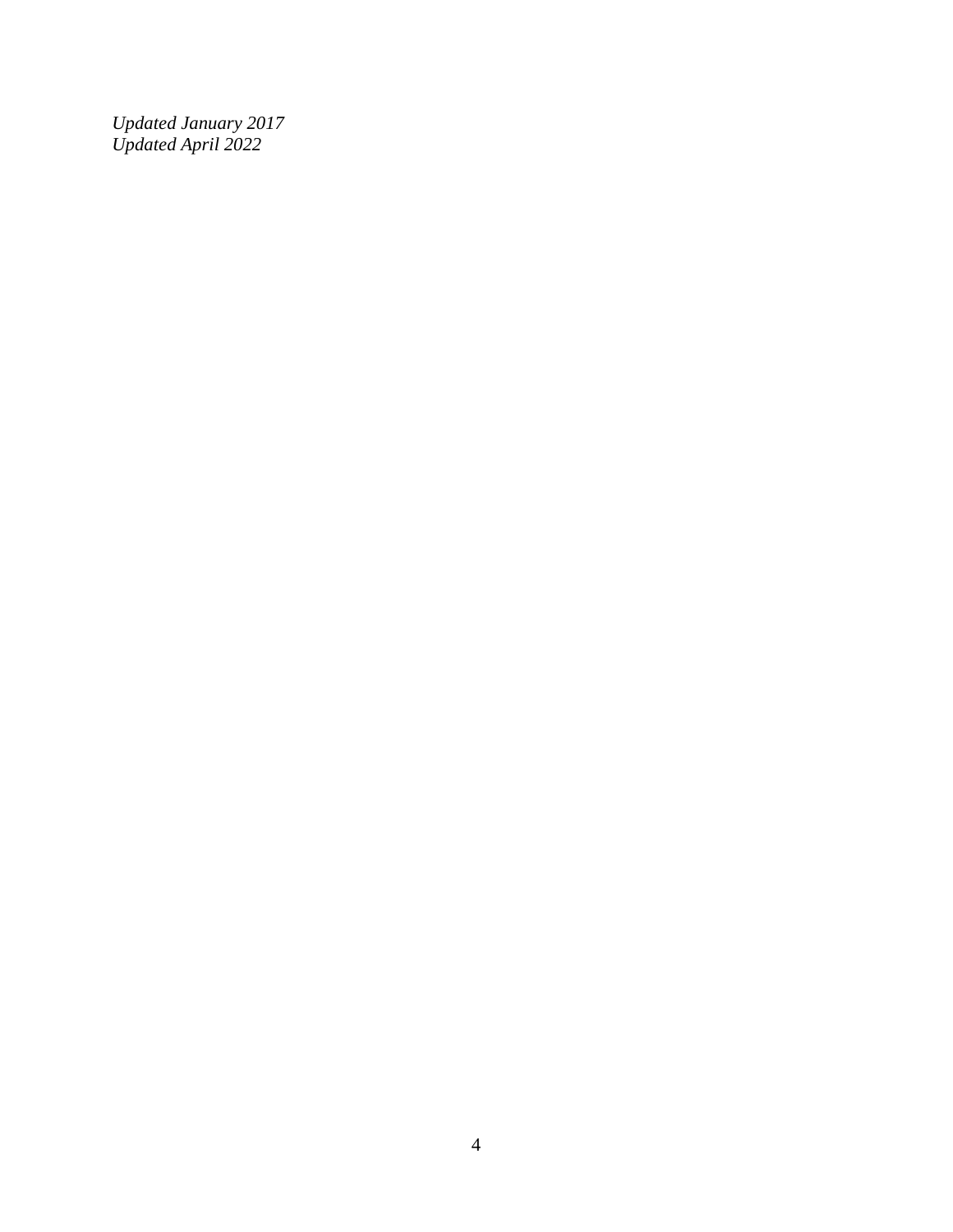*Updated January 2017*
*Updated April 2022*